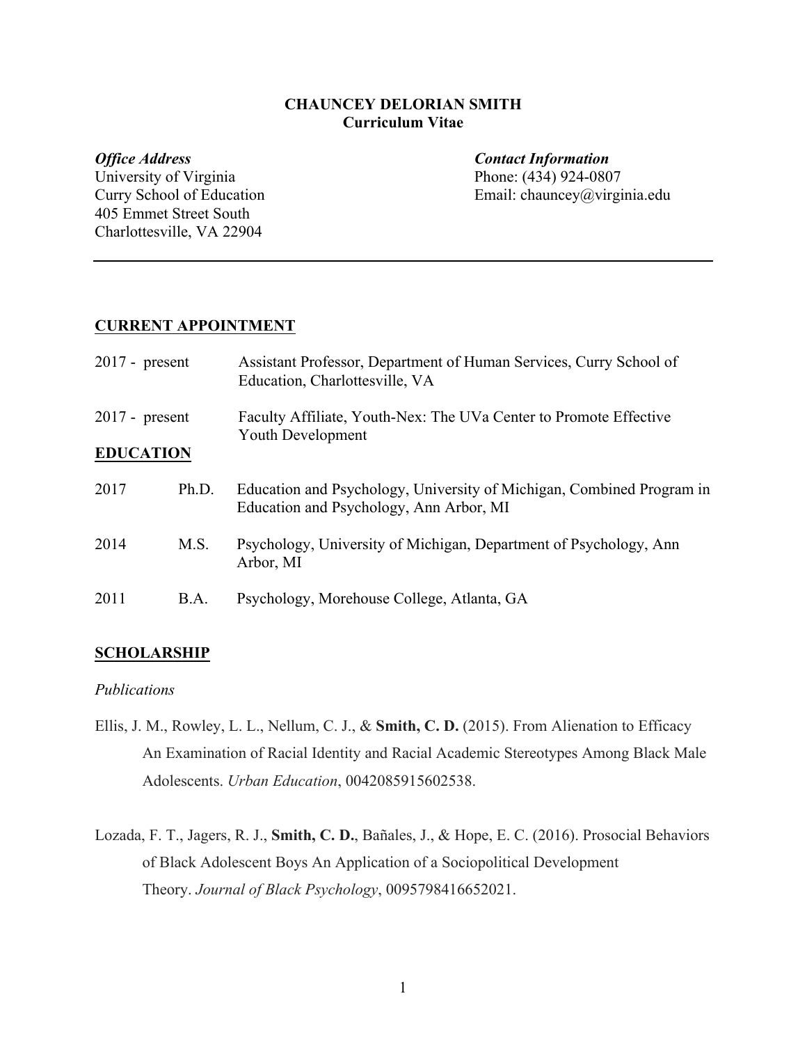# CHAUNCEY DELORIAN SMITH
**Curriculum Vitae**

***Office Address***
University of Virginia
Curry School of Education
405 Emmet Street South
Charlottesville, VA 22904

***Contact Information***
Phone: (434) 924-0807
Email: chauncey@virginia.edu

---

## CURRENT APPOINTMENT

| | |
|---|---|
| 2017 - present | Assistant Professor, Department of Human Services, Curry School of Education, Charlottesville, VA |
| 2017 - present | Faculty Affiliate, Youth-Nex: The UVa Center to Promote Effective Youth Development |

## EDUCATION

| | | |
|---|---|---|
| 2017 | Ph.D. | Education and Psychology, University of Michigan, Combined Program in Education and Psychology, Ann Arbor, MI |
| 2014 | M.S. | Psychology, University of Michigan, Department of Psychology, Ann Arbor, MI |
| 2011 | B.A. | Psychology, Morehouse College, Atlanta, GA |

## SCHOLARSHIP

*Publications*

Ellis, J. M., Rowley, L. L., Nellum, C. J., & **Smith, C. D.** (2015). From Alienation to Efficacy An Examination of Racial Identity and Racial Academic Stereotypes Among Black Male Adolescents. *Urban Education*, 0042085915602538.

Lozada, F. T., Jagers, R. J., **Smith, C. D.**, Bañales, J., & Hope, E. C. (2016). Prosocial Behaviors of Black Adolescent Boys An Application of a Sociopolitical Development Theory. *Journal of Black Psychology*, 0095798416652021.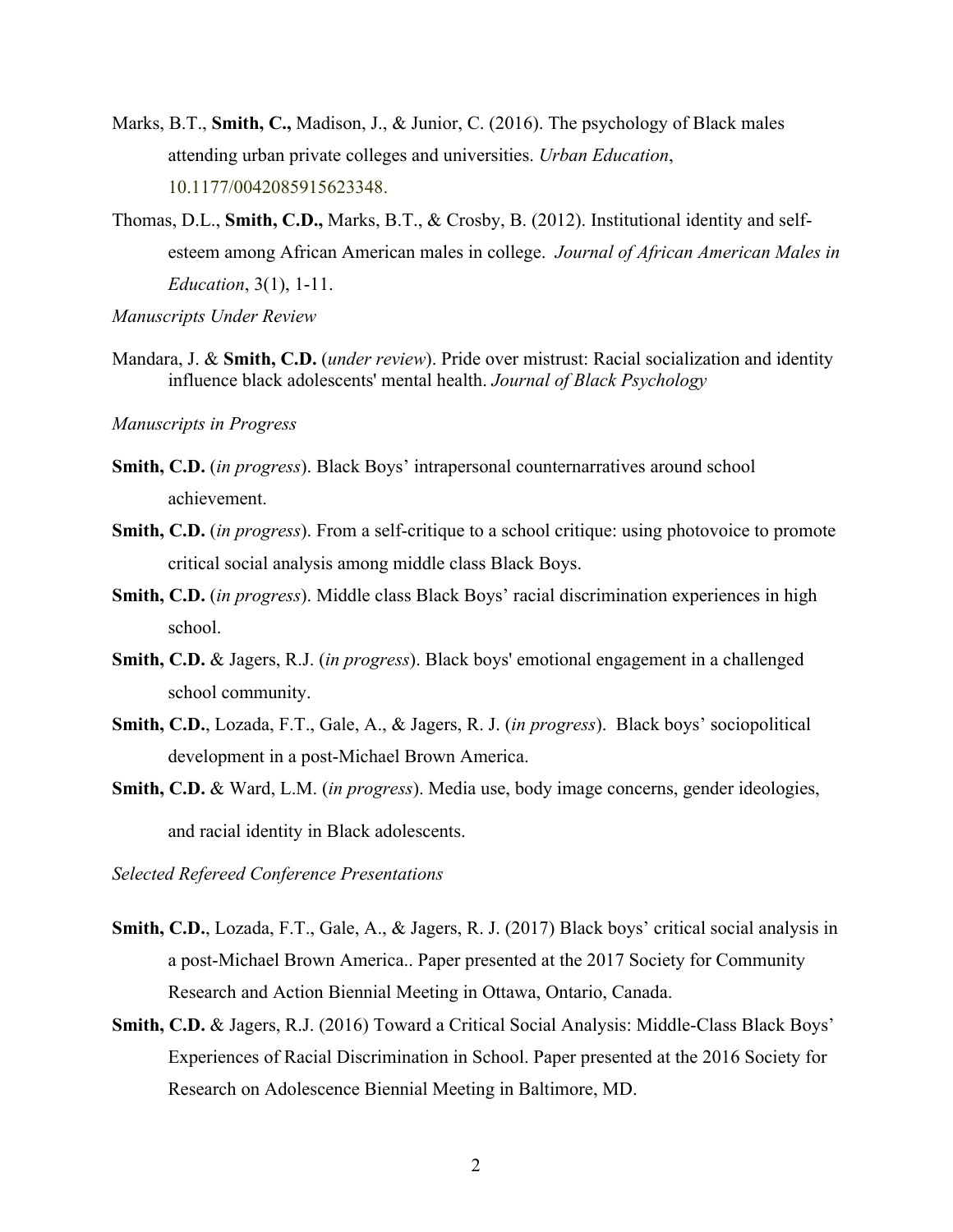Marks, B.T., **Smith, C.,** Madison, J., & Junior, C. (2016). The psychology of Black males attending urban private colleges and universities. *Urban Education*, 10.1177/0042085915623348.

Thomas, D.L., **Smith, C.D.,** Marks, B.T., & Crosby, B. (2012). Institutional identity and self-esteem among African American males in college. *Journal of African American Males in Education*, 3(1), 1-11.

*Manuscripts Under Review*

Mandara, J. & **Smith, C.D.** (*under review*). Pride over mistrust: Racial socialization and identity influence black adolescents' mental health. *Journal of Black Psychology*

*Manuscripts in Progress*

**Smith, C.D.** (*in progress*). Black Boys' intrapersonal counternarratives around school achievement.

**Smith, C.D.** (*in progress*). From a self-critique to a school critique: using photovoice to promote critical social analysis among middle class Black Boys.

**Smith, C.D.** (*in progress*). Middle class Black Boys' racial discrimination experiences in high school.

**Smith, C.D.** & Jagers, R.J. (*in progress*). Black boys' emotional engagement in a challenged school community.

**Smith, C.D.**, Lozada, F.T., Gale, A., & Jagers, R. J. (*in progress*). Black boys' sociopolitical development in a post-Michael Brown America.

**Smith, C.D.** & Ward, L.M. (*in progress*). Media use, body image concerns, gender ideologies, and racial identity in Black adolescents.

*Selected Refereed Conference Presentations*

**Smith, C.D.**, Lozada, F.T., Gale, A., & Jagers, R. J. (2017) Black boys' critical social analysis in a post-Michael Brown America.. Paper presented at the 2017 Society for Community Research and Action Biennial Meeting in Ottawa, Ontario, Canada.

**Smith, C.D.** & Jagers, R.J. (2016) Toward a Critical Social Analysis: Middle-Class Black Boys' Experiences of Racial Discrimination in School. Paper presented at the 2016 Society for Research on Adolescence Biennial Meeting in Baltimore, MD.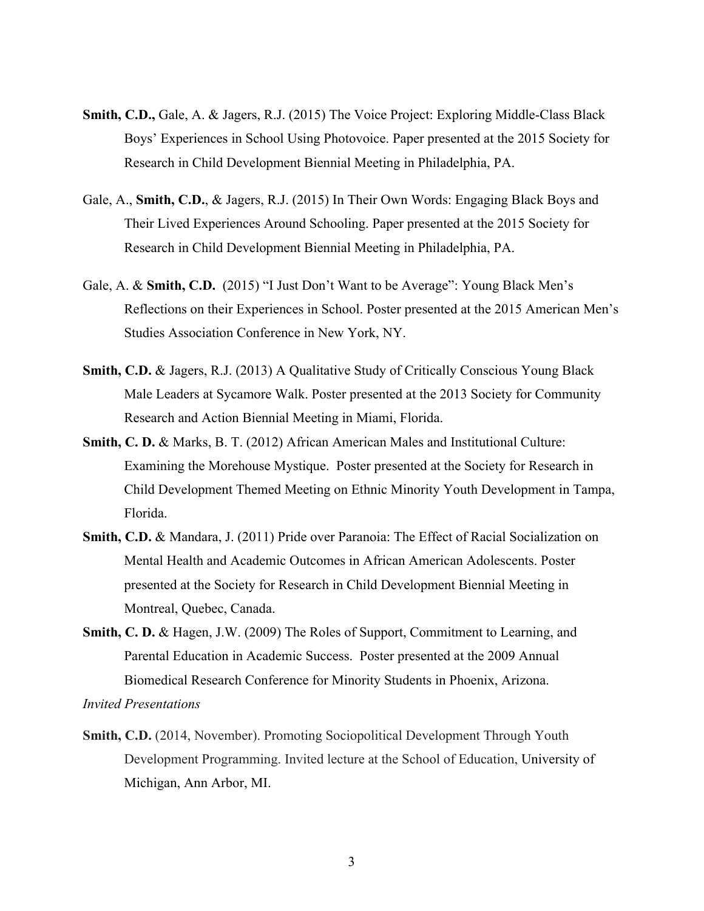**Smith, C.D.,** Gale, A. & Jagers, R.J. (2015) The Voice Project: Exploring Middle-Class Black Boys' Experiences in School Using Photovoice. Paper presented at the 2015 Society for Research in Child Development Biennial Meeting in Philadelphia, PA.

Gale, A., **Smith, C.D.**, & Jagers, R.J. (2015) In Their Own Words: Engaging Black Boys and Their Lived Experiences Around Schooling. Paper presented at the 2015 Society for Research in Child Development Biennial Meeting in Philadelphia, PA.

Gale, A. & **Smith, C.D.** (2015) "I Just Don't Want to be Average": Young Black Men's Reflections on their Experiences in School. Poster presented at the 2015 American Men's Studies Association Conference in New York, NY.

**Smith, C.D.** & Jagers, R.J. (2013) A Qualitative Study of Critically Conscious Young Black Male Leaders at Sycamore Walk. Poster presented at the 2013 Society for Community Research and Action Biennial Meeting in Miami, Florida.

**Smith, C. D.** & Marks, B. T. (2012) African American Males and Institutional Culture: Examining the Morehouse Mystique. Poster presented at the Society for Research in Child Development Themed Meeting on Ethnic Minority Youth Development in Tampa, Florida.

**Smith, C.D.** & Mandara, J. (2011) Pride over Paranoia: The Effect of Racial Socialization on Mental Health and Academic Outcomes in African American Adolescents. Poster presented at the Society for Research in Child Development Biennial Meeting in Montreal, Quebec, Canada.

**Smith, C. D.** & Hagen, J.W. (2009) The Roles of Support, Commitment to Learning, and Parental Education in Academic Success. Poster presented at the 2009 Annual Biomedical Research Conference for Minority Students in Phoenix, Arizona.

*Invited Presentations*

**Smith, C.D.** (2014, November). Promoting Sociopolitical Development Through Youth Development Programming. Invited lecture at the School of Education, University of Michigan, Ann Arbor, MI.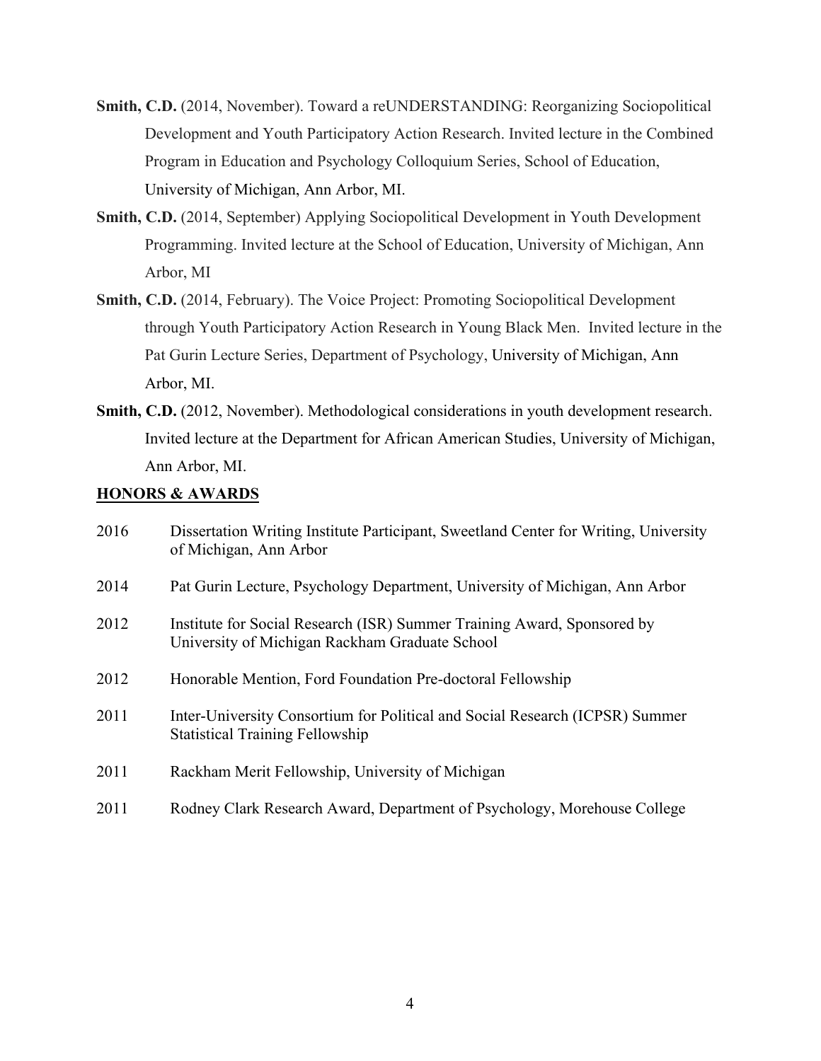**Smith, C.D.** (2014, November). Toward a reUNDERSTANDING: Reorganizing Sociopolitical Development and Youth Participatory Action Research. Invited lecture in the Combined Program in Education and Psychology Colloquium Series, School of Education, University of Michigan, Ann Arbor, MI.

**Smith, C.D.** (2014, September) Applying Sociopolitical Development in Youth Development Programming. Invited lecture at the School of Education, University of Michigan, Ann Arbor, MI

**Smith, C.D.** (2014, February). The Voice Project: Promoting Sociopolitical Development through Youth Participatory Action Research in Young Black Men. Invited lecture in the Pat Gurin Lecture Series, Department of Psychology, University of Michigan, Ann Arbor, MI.

**Smith, C.D.** (2012, November). Methodological considerations in youth development research. Invited lecture at the Department for African American Studies, University of Michigan, Ann Arbor, MI.

## HONORS & AWARDS

2016 Dissertation Writing Institute Participant, Sweetland Center for Writing, University of Michigan, Ann Arbor

2014 Pat Gurin Lecture, Psychology Department, University of Michigan, Ann Arbor

2012 Institute for Social Research (ISR) Summer Training Award, Sponsored by University of Michigan Rackham Graduate School

2012 Honorable Mention, Ford Foundation Pre-doctoral Fellowship

2011 Inter-University Consortium for Political and Social Research (ICPSR) Summer Statistical Training Fellowship

2011 Rackham Merit Fellowship, University of Michigan

2011 Rodney Clark Research Award, Department of Psychology, Morehouse College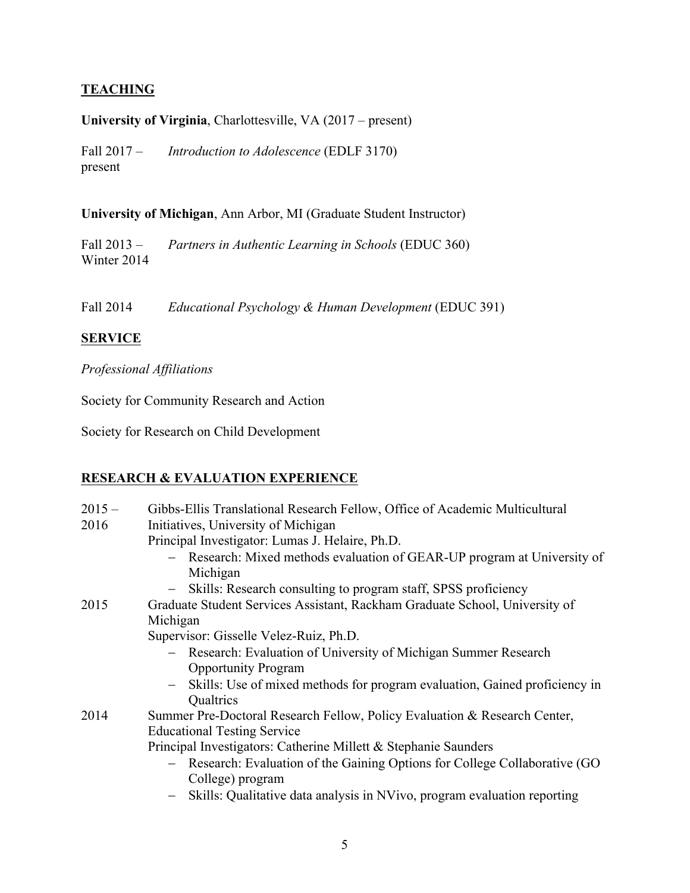## TEACHING

**University of Virginia**, Charlottesville, VA (2017 – present)

Fall 2017 – present *Introduction to Adolescence* (EDLF 3170)

**University of Michigan**, Ann Arbor, MI (Graduate Student Instructor)

Fall 2013 – Winter 2014 *Partners in Authentic Learning in Schools* (EDUC 360)

Fall 2014 *Educational Psychology & Human Development* (EDUC 391)

## SERVICE

*Professional Affiliations*

Society for Community Research and Action

Society for Research on Child Development

## RESEARCH & EVALUATION EXPERIENCE

2015 – 2016 Gibbs-Ellis Translational Research Fellow, Office of Academic Multicultural Initiatives, University of Michigan
Principal Investigator: Lumas J. Helaire, Ph.D.
- Research: Mixed methods evaluation of GEAR-UP program at University of Michigan
- Skills: Research consulting to program staff, SPSS proficiency

2015 Graduate Student Services Assistant, Rackham Graduate School, University of Michigan
Supervisor: Gisselle Velez-Ruiz, Ph.D.
- Research: Evaluation of University of Michigan Summer Research Opportunity Program
- Skills: Use of mixed methods for program evaluation, Gained proficiency in Qualtrics

2014 Summer Pre-Doctoral Research Fellow, Policy Evaluation & Research Center, Educational Testing Service
Principal Investigators: Catherine Millett & Stephanie Saunders
- Research: Evaluation of the Gaining Options for College Collaborative (GO College) program
- Skills: Qualitative data analysis in NVivo, program evaluation reporting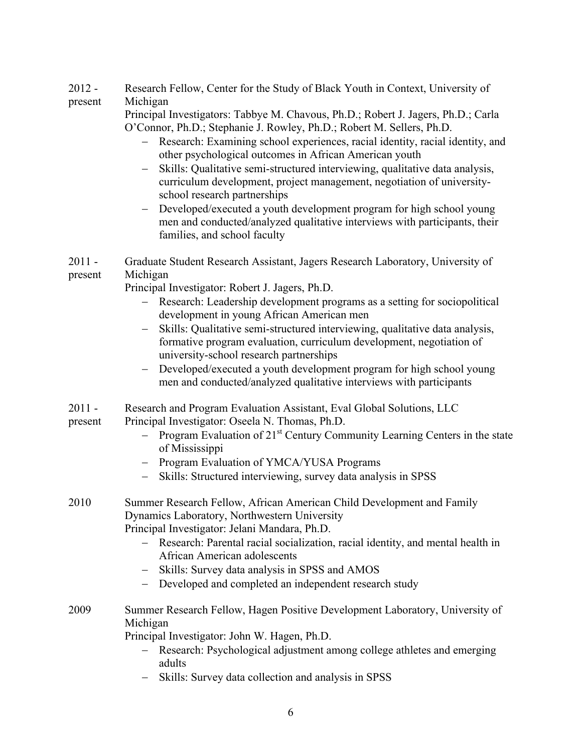2012 - present | Research Fellow, Center for the Study of Black Youth in Context, University of Michigan
Principal Investigators: Tabbye M. Chavous, Ph.D.; Robert J. Jagers, Ph.D.; Carla O'Connor, Ph.D.; Stephanie J. Rowley, Ph.D.; Robert M. Sellers, Ph.D.

- Research: Examining school experiences, racial identity, racial identity, and other psychological outcomes in African American youth
- Skills: Qualitative semi-structured interviewing, qualitative data analysis, curriculum development, project management, negotiation of university-school research partnerships
- Developed/executed a youth development program for high school young men and conducted/analyzed qualitative interviews with participants, their families, and school faculty

2011 - present | Graduate Student Research Assistant, Jagers Research Laboratory, University of Michigan
Principal Investigator: Robert J. Jagers, Ph.D.

- Research: Leadership development programs as a setting for sociopolitical development in young African American men
- Skills: Qualitative semi-structured interviewing, qualitative data analysis, formative program evaluation, curriculum development, negotiation of university-school research partnerships
- Developed/executed a youth development program for high school young men and conducted/analyzed qualitative interviews with participants

2011 - present | Research and Program Evaluation Assistant, Eval Global Solutions, LLC
Principal Investigator: Oseela N. Thomas, Ph.D.

- Program Evaluation of 21st Century Community Learning Centers in the state of Mississippi
- Program Evaluation of YMCA/YUSA Programs
- Skills: Structured interviewing, survey data analysis in SPSS

2010 | Summer Research Fellow, African American Child Development and Family Dynamics Laboratory, Northwestern University
Principal Investigator: Jelani Mandara, Ph.D.

- Research: Parental racial socialization, racial identity, and mental health in African American adolescents
- Skills: Survey data analysis in SPSS and AMOS
- Developed and completed an independent research study

2009 | Summer Research Fellow, Hagen Positive Development Laboratory, University of Michigan
Principal Investigator: John W. Hagen, Ph.D.

- Research: Psychological adjustment among college athletes and emerging adults
- Skills: Survey data collection and analysis in SPSS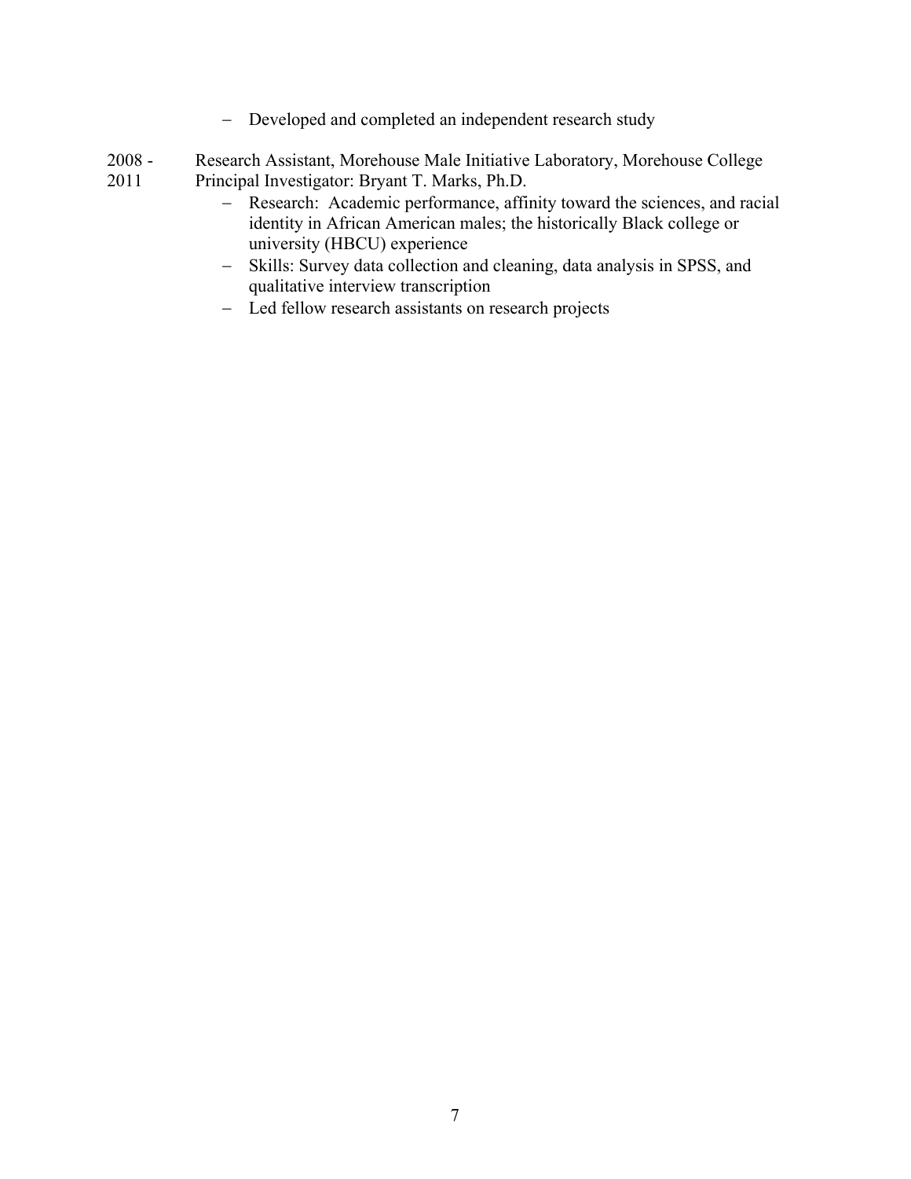- Developed and completed an independent research study

2008 - 2011 Research Assistant, Morehouse Male Initiative Laboratory, Morehouse College
Principal Investigator: Bryant T. Marks, Ph.D.

- Research: Academic performance, affinity toward the sciences, and racial identity in African American males; the historically Black college or university (HBCU) experience
- Skills: Survey data collection and cleaning, data analysis in SPSS, and qualitative interview transcription
- Led fellow research assistants on research projects